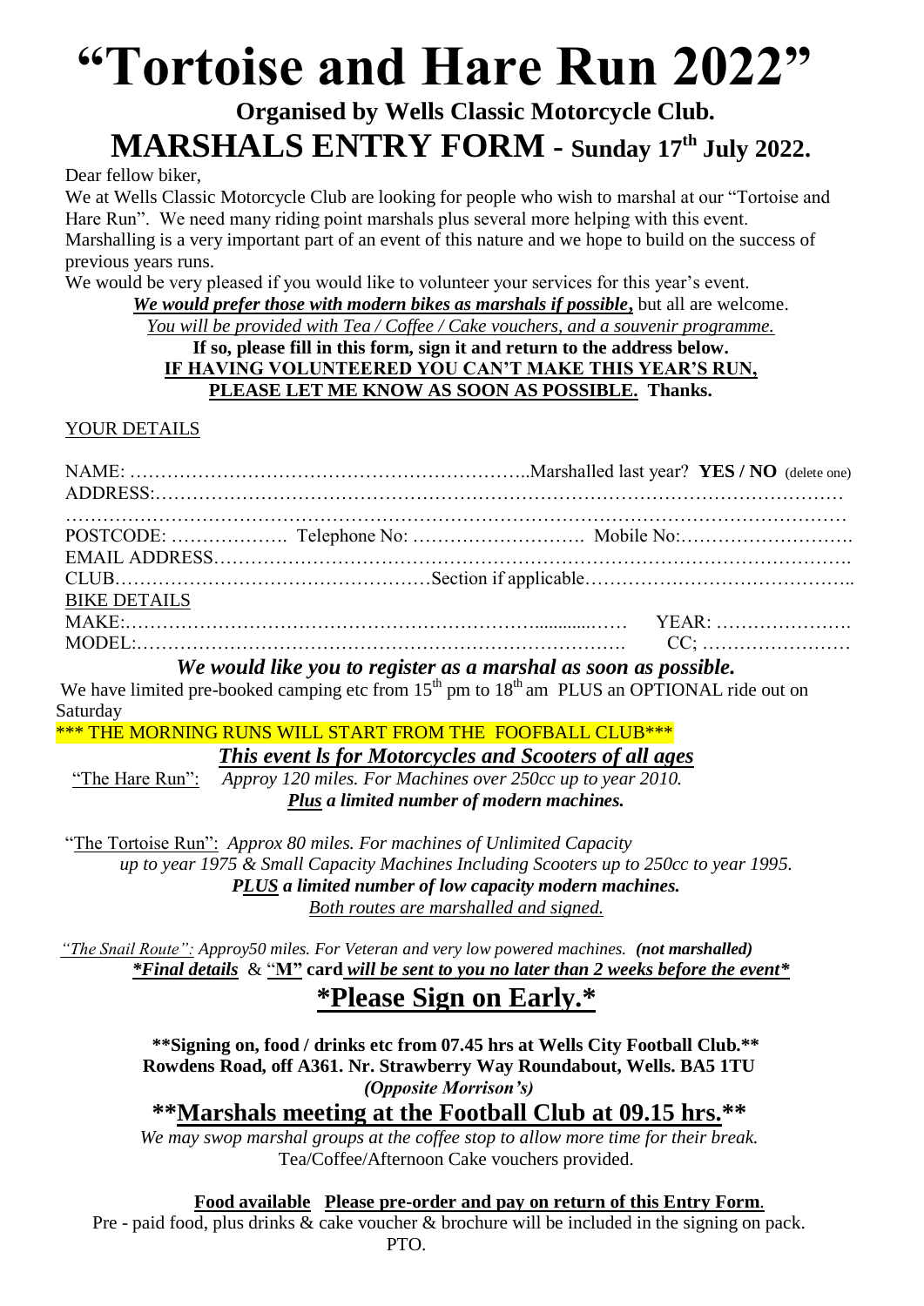# "Tortoise and Hare Run 2022"

## Organised by Wells Classic Motorcycle Club.

# MARSHALS ENTRY FORM - Sunday 17th July 2022.

Dear fellow biker,

We at Wells Classic Motorcycle Club are looking for people who wish to marshal at our "Tortoise and Hare Run". We need many riding point marshals plus several more helping with this event. Marshalling is a very important part of an event of this nature and we hope to build on the success of previous years runs.

We would be very pleased if you would like to volunteer your services for this year's event.

***We would prefer those with modern bikes as marshals if possible*,** but all are welcome.

*You will be provided with Tea / Coffee / Cake vouchers, and a souvenir programme.*

**If so, please fill in this form, sign it and return to the address below.**
**IF HAVING VOLUNTEERED YOU CAN'T MAKE THIS YEAR'S RUN, PLEASE LET ME KNOW AS SOON AS POSSIBLE. Thanks.**

YOUR DETAILS

NAME: ………………………………………………………..Marshalled last year? **YES / NO** (delete one)
ADDRESS:…………………………………………………………………………………………………
…………………………………………………………………………………………………………………
POSTCODE: ………………. Telephone No: ………………………. Mobile No:……………………….
EMAIL ADDRESS……………………………………………………………………………………….
CLUB……………………………………………Section if applicable……………………………………..

BIKE DETAILS

MAKE:……………………………………………………………...........…… YEAR: ………………….
MODEL:………………………………………………………………………. CC; ……………………

***We would like you to register as a marshal as soon as possible.***

We have limited pre-booked camping etc from 15th pm to 18th am PLUS an OPTIONAL ride out on Saturday

\*\*\* THE MORNING RUNS WILL START FROM THE FOOFBALL CLUB\*\*\*

***This event ls for Motorcycles and Scooters of all ages***

"The Hare Run": *Approy 120 miles. For Machines over 250cc up to year 2010.*
***Plus a limited number of modern machines.***

"The Tortoise Run": *Approx 80 miles. For machines of Unlimited Capacity up to year 1975 & Small Capacity Machines Including Scooters up to 250cc to year 1995.*
***PLUS a limited number of low capacity modern machines.***
*Both routes are marshalled and signed.*

*"The Snail Route": Approy50 miles. For Veteran and very low powered machines.* ***(not marshalled)***

***\*Final details** & "**M" card** will be sent to you no later than 2 weeks before the event\**

## \*Please Sign on Early.\*

**\*\*Signing on, food / drinks etc from 07.45 hrs at Wells City Football Club.\*\***
**Rowdens Road, off A361. Nr. Strawberry Way Roundabout, Wells. BA5 1TU**
***(Opposite Morrison's)***

## \*\*Marshals meeting at the Football Club at 09.15 hrs.\*\*

*We may swop marshal groups at the coffee stop to allow more time for their break.*
Tea/Coffee/Afternoon Cake vouchers provided.

**Food available Please pre-order and pay on return of this Entry Form.**

Pre - paid food, plus drinks & cake voucher & brochure will be included in the signing on pack.

PTO.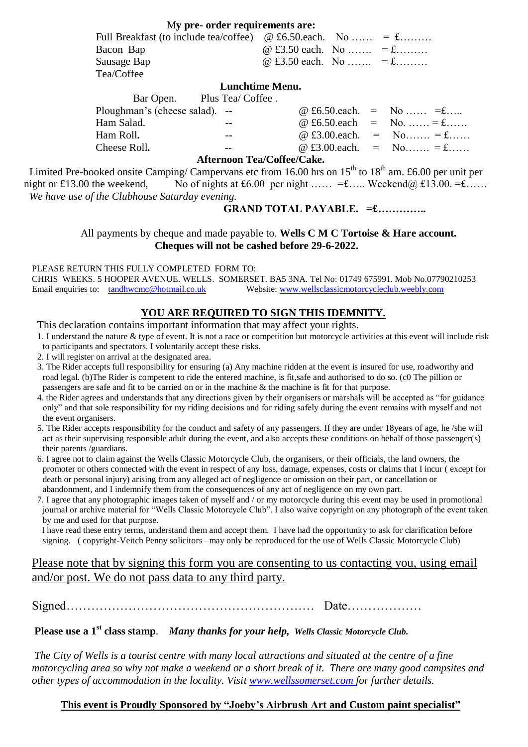**My pre- order requirements are:**

| | | | |
|---|---|---|---|
| Full Breakfast (to include tea/coffee) | @ £6.50.each. | No …… | = £……… |
| Bacon Bap | @ £3.50 each. | No ……. | = £……… |
| Sausage Bap | @ £3.50 each. | No ……. | = £……… |
| Tea/Coffee | | | |

**Lunchtime Menu.**

Bar Open. Plus Tea/ Coffee .

| | | | | | |
|---|---|---|---|---|---|
| Ploughman's (cheese salad). | -- | @ £6.50.each. | = | No …… | =£….. |
| Ham Salad. | -- | @ £6.50.each | = | No. …… | = £…… |
| Ham Roll**.** | -- | @ £3.00.each. | = | No……. | = £…… |
| Cheese Roll**.** | -- | @ £3.00.each. | = | No……. | = £…… |

**Afternoon Tea/Coffee/Cake.**

Limited Pre-booked onsite Camping/ Campervans etc from 16.00 hrs on 15th to 18th am. £6.00 per unit per night or £13.00 the weekend, No of nights at £6.00 per night …… =£….. Weekend@ £13.00. =£……

*We have use of the Clubhouse Saturday evening.*

**GRAND TOTAL PAYABLE. =£…………..**

All payments by cheque and made payable to. **Wells C M C Tortoise & Hare account.**
**Cheques will not be cashed before 29-6-2022.**

PLEASE RETURN THIS FULLY COMPLETED FORM TO:
CHRIS WEEKS. 5 HOOPER AVENUE. WELLS. SOMERSET. BA5 3NA. Tel No: 01749 675991. Mob No.07790210253
Email enquiries to: tandhwcmc@hotmail.co.uk Website: www.wellsclassicmotorcycleclub.weebly.com

## YOU ARE REQUIRED TO SIGN THIS IDEMNITY.

This declaration contains important information that may affect your rights.

1. I understand the nature & type of event. It is not a race or competition but motorcycle activities at this event will include risk to participants and spectators. I voluntarily accept these risks.
2. I will register on arrival at the designated area.
3. The Rider accepts full responsibility for ensuring (a) Any machine ridden at the event is insured for use, roadworthy and road legal. (b)The Rider is competent to ride the entered machine, is fit,safe and authorised to do so. (c0 The pillion or passengers are safe and fit to be carried on or in the machine & the machine is fit for that purpose.
4. the Rider agrees and understands that any directions given by their organisers or marshals will be accepted as "for guidance only" and that sole responsibility for my riding decisions and for riding safely during the event remains with myself and not the event organisers.
5. The Rider accepts responsibility for the conduct and safety of any passengers. If they are under 18years of age, he /she will act as their supervising responsible adult during the event, and also accepts these conditions on behalf of those passenger(s) their parents /guardians.
6. I agree not to claim against the Wells Classic Motorcycle Club, the organisers, or their officials, the land owners, the promoter or others connected with the event in respect of any loss, damage, expenses, costs or claims that I incur ( except for death or personal injury) arising from any alleged act of negligence or omission on their part, or cancellation or abandonment, and I indemnify them from the consequences of any act of negligence on my own part.
7. I agree that any photographic images taken of myself and / or my motorcycle during this event may be used in promotional journal or archive material for "Wells Classic Motorcycle Club". I also waive copyright on any photograph of the event taken by me and used for that purpose.

I have read these entry terms, understand them and accept them. I have had the opportunity to ask for clarification before signing. ( copyright-Veitch Penny solicitors –may only be reproduced for the use of Wells Classic Motorcycle Club)

Please note that by signing this form you are consenting to us contacting you, using email and/or post. We do not pass data to any third party.

Signed…………………………………………………… Date………………

**Please use a 1st class stamp**. ***Many thanks for your help,*** ***Wells Classic Motorcycle Club.***

*The City of Wells is a tourist centre with many local attractions and situated at the centre of a fine motorcycling area so why not make a weekend or a short break of it. There are many good campsites and other types of accommodation in the locality. Visit www.wellssomerset.com for further details.*

**This event is Proudly Sponsored by "Joeby's Airbrush Art and Custom paint specialist"**